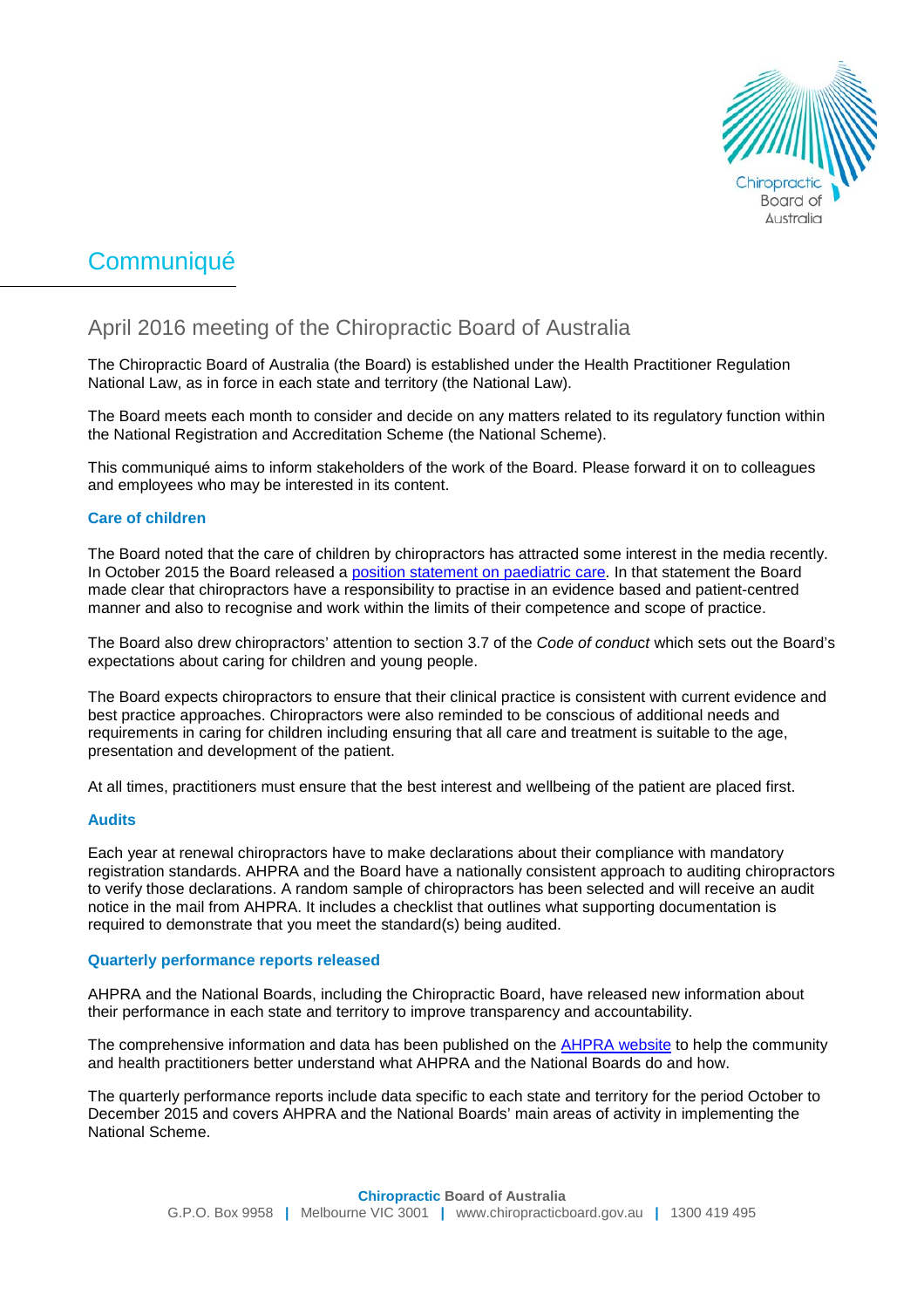# Communiqué

## April 2016 meeting of the Chiropractic Board of Australia

The Chiropractic Board of Australia (the Board) is established under the Health Practitioner Regulation National Law, as in force in each state and territory (the National Law).

The Board meets each month to consider and decide on any matters related to its regulatory function within the National Registration and Accreditation Scheme (the National Scheme).

This communiqué aims to inform stakeholders of the work of the Board. Please forward it on to colleagues and employees who may be interested in its content.

### Care of children

The Board noted that the care of children by chiropractors has attracted some interest in the media recently. In October 2015 the Board released a position statement on paediatric care. In that statement the Board made clear that chiropractors have a responsibility to practise in an evidence based and patient-centred manner and also to recognise and work within the limits of their competence and scope of practice.

The Board also drew chiropractors' attention to section 3.7 of the *Code of conduct* which sets out the Board's expectations about caring for children and young people.

The Board expects chiropractors to ensure that their clinical practice is consistent with current evidence and best practice approaches. Chiropractors were also reminded to be conscious of additional needs and requirements in caring for children including ensuring that all care and treatment is suitable to the age, presentation and development of the patient.

At all times, practitioners must ensure that the best interest and wellbeing of the patient are placed first.

### Audits

Each year at renewal chiropractors have to make declarations about their compliance with mandatory registration standards. AHPRA and the Board have a nationally consistent approach to auditing chiropractors to verify those declarations. A random sample of chiropractors has been selected and will receive an audit notice in the mail from AHPRA. It includes a checklist that outlines what supporting documentation is required to demonstrate that you meet the standard(s) being audited.

### Quarterly performance reports released

AHPRA and the National Boards, including the Chiropractic Board, have released new information about their performance in each state and territory to improve transparency and accountability.

The comprehensive information and data has been published on the AHPRA website to help the community and health practitioners better understand what AHPRA and the National Boards do and how.

The quarterly performance reports include data specific to each state and territory for the period October to December 2015 and covers AHPRA and the National Boards' main areas of activity in implementing the National Scheme.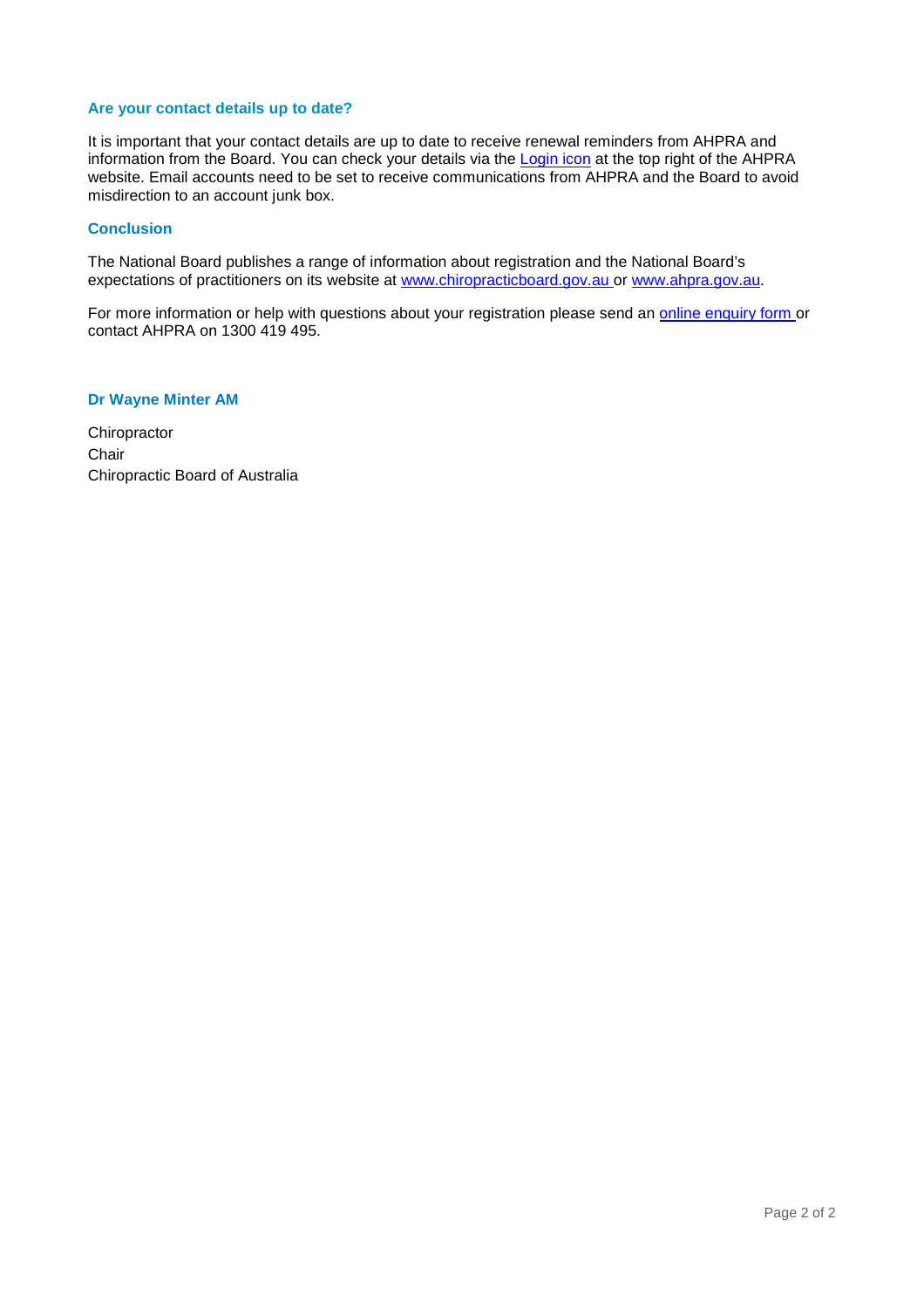### Are your contact details up to date?

It is important that your contact details are up to date to receive renewal reminders from AHPRA and information from the Board. You can check your details via the Login icon at the top right of the AHPRA website. Email accounts need to be set to receive communications from AHPRA and the Board to avoid misdirection to an account junk box.

### Conclusion

The National Board publishes a range of information about registration and the National Board's expectations of practitioners on its website at www.chiropracticboard.gov.au or www.ahpra.gov.au.

For more information or help with questions about your registration please send an online enquiry form or contact AHPRA on 1300 419 495.

**Dr Wayne Minter AM**

Chiropractor
Chair
Chiropractic Board of Australia